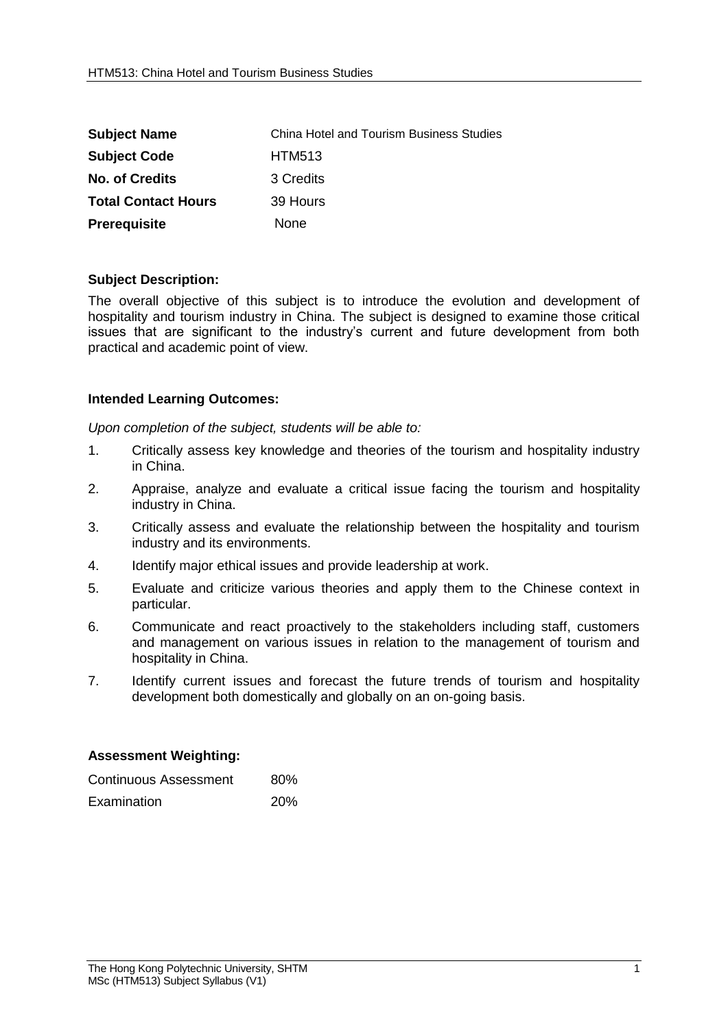| **Subject Name** | China Hotel and Tourism Business Studies |
| --- | --- |
| **Subject Code** | HTM513 |
| **No. of Credits** | 3 Credits |
| **Total Contact Hours** | 39 Hours |
| **Prerequisite** | None |

**Subject Description:**

The overall objective of this subject is to introduce the evolution and development of hospitality and tourism industry in China. The subject is designed to examine those critical issues that are significant to the industry's current and future development from both practical and academic point of view.

**Intended Learning Outcomes:**

*Upon completion of the subject, students will be able to:*

1. Critically assess key knowledge and theories of the tourism and hospitality industry in China.
2. Appraise, analyze and evaluate a critical issue facing the tourism and hospitality industry in China.
3. Critically assess and evaluate the relationship between the hospitality and tourism industry and its environments.
4. Identify major ethical issues and provide leadership at work.
5. Evaluate and criticize various theories and apply them to the Chinese context in particular.
6. Communicate and react proactively to the stakeholders including staff, customers and management on various issues in relation to the management of tourism and hospitality in China.
7. Identify current issues and forecast the future trends of tourism and hospitality development both domestically and globally on an on-going basis.

**Assessment Weighting:**

| Continuous Assessment | 80% |
| --- | --- |
| Examination | 20% |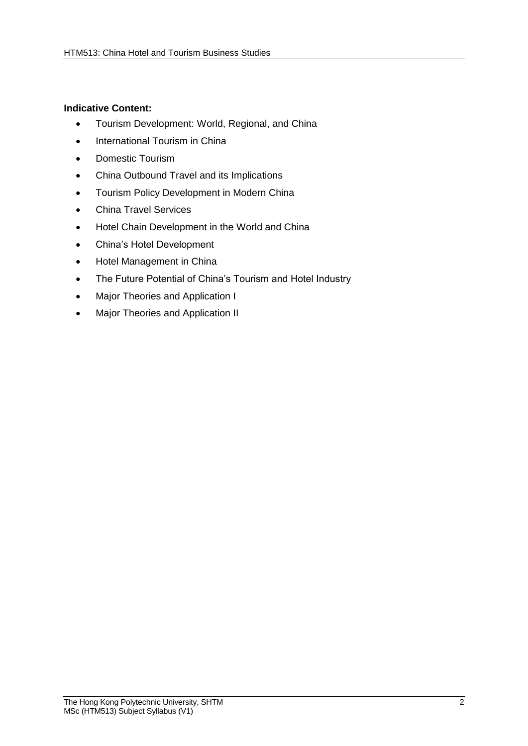**Indicative Content:**

- Tourism Development: World, Regional, and China
- International Tourism in China
- Domestic Tourism
- China Outbound Travel and its Implications
- Tourism Policy Development in Modern China
- China Travel Services
- Hotel Chain Development in the World and China
- China's Hotel Development
- Hotel Management in China
- The Future Potential of China's Tourism and Hotel Industry
- Major Theories and Application I
- Major Theories and Application II